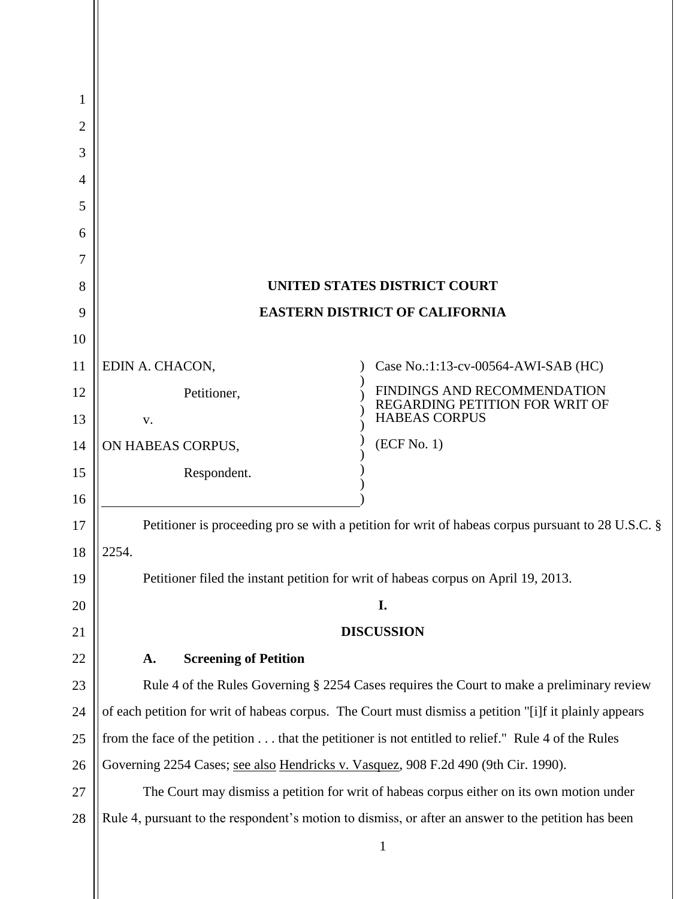**UNITED STATES DISTRICT COURT**

**EASTERN DISTRICT OF CALIFORNIA**

| | | |
|---|---|---|
| EDIN A. CHACON,<br><br>Petitioner,<br><br>v.<br><br>ON HABEAS CORPUS,<br><br>Respondent. | ) | Case No.:1:13-cv-00564-AWI-SAB (HC)<br><br>FINDINGS AND RECOMMENDATION REGARDING PETITION FOR WRIT OF HABEAS CORPUS<br><br>(ECF No. 1) |

Petitioner is proceeding pro se with a petition for writ of habeas corpus pursuant to 28 U.S.C. § 2254.

Petitioner filed the instant petition for writ of habeas corpus on April 19, 2013.

## I.

## DISCUSSION

### A. Screening of Petition

Rule 4 of the Rules Governing § 2254 Cases requires the Court to make a preliminary review of each petition for writ of habeas corpus. The Court must dismiss a petition "[i]f it plainly appears from the face of the petition . . . that the petitioner is not entitled to relief." Rule 4 of the Rules Governing 2254 Cases; see also Hendricks v. Vasquez, 908 F.2d 490 (9th Cir. 1990).

The Court may dismiss a petition for writ of habeas corpus either on its own motion under Rule 4, pursuant to the respondent's motion to dismiss, or after an answer to the petition has been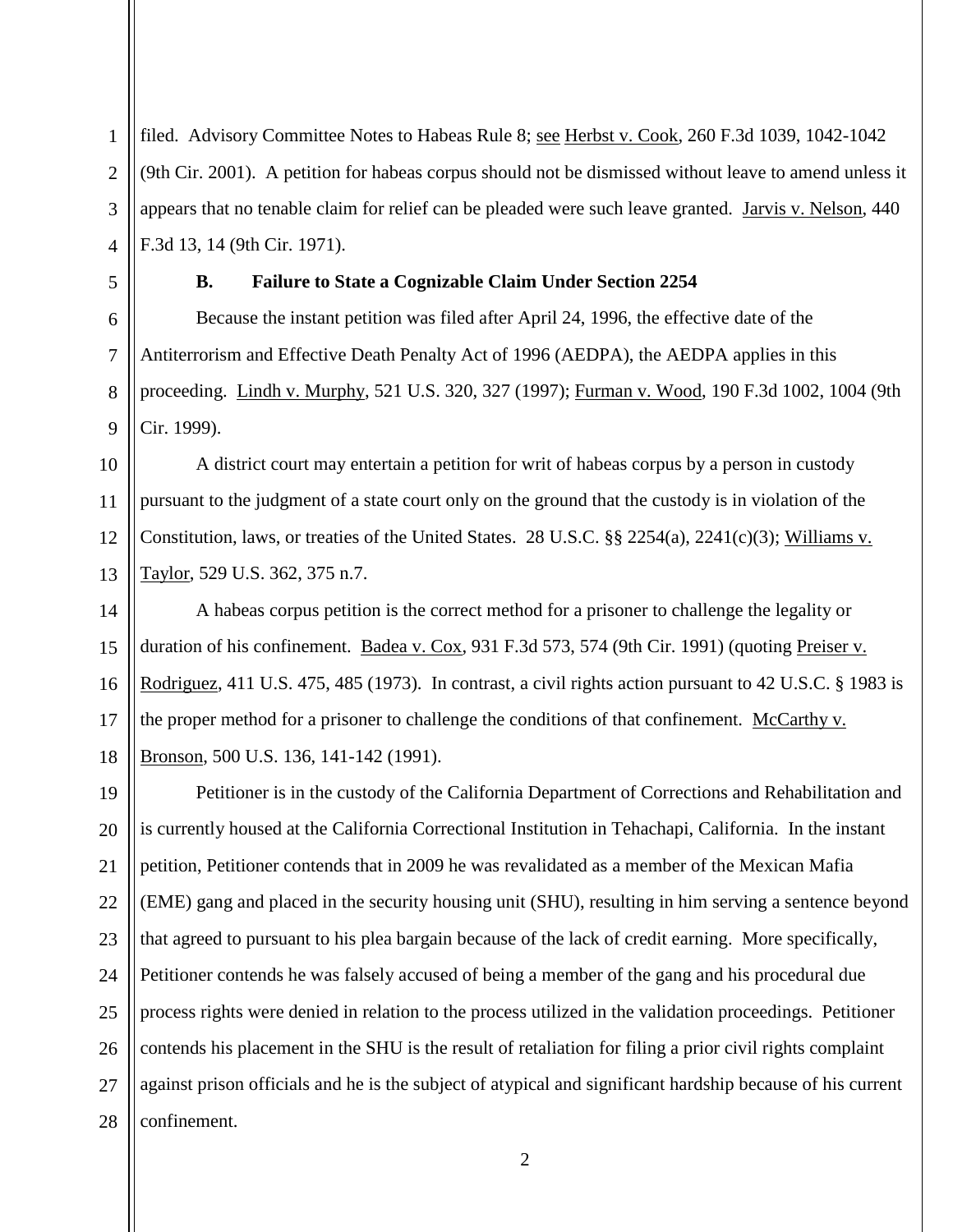filed. Advisory Committee Notes to Habeas Rule 8; see Herbst v. Cook, 260 F.3d 1039, 1042-1042 (9th Cir. 2001). A petition for habeas corpus should not be dismissed without leave to amend unless it appears that no tenable claim for relief can be pleaded were such leave granted. Jarvis v. Nelson, 440 F.3d 13, 14 (9th Cir. 1971).

**B. Failure to State a Cognizable Claim Under Section 2254**

Because the instant petition was filed after April 24, 1996, the effective date of the Antiterrorism and Effective Death Penalty Act of 1996 (AEDPA), the AEDPA applies in this proceeding. Lindh v. Murphy, 521 U.S. 320, 327 (1997); Furman v. Wood, 190 F.3d 1002, 1004 (9th Cir. 1999).

A district court may entertain a petition for writ of habeas corpus by a person in custody pursuant to the judgment of a state court only on the ground that the custody is in violation of the Constitution, laws, or treaties of the United States. 28 U.S.C. §§ 2254(a), 2241(c)(3); Williams v. Taylor, 529 U.S. 362, 375 n.7.

A habeas corpus petition is the correct method for a prisoner to challenge the legality or duration of his confinement. Badea v. Cox, 931 F.3d 573, 574 (9th Cir. 1991) (quoting Preiser v. Rodriguez, 411 U.S. 475, 485 (1973). In contrast, a civil rights action pursuant to 42 U.S.C. § 1983 is the proper method for a prisoner to challenge the conditions of that confinement. McCarthy v. Bronson, 500 U.S. 136, 141-142 (1991).

Petitioner is in the custody of the California Department of Corrections and Rehabilitation and is currently housed at the California Correctional Institution in Tehachapi, California. In the instant petition, Petitioner contends that in 2009 he was revalidated as a member of the Mexican Mafia (EME) gang and placed in the security housing unit (SHU), resulting in him serving a sentence beyond that agreed to pursuant to his plea bargain because of the lack of credit earning. More specifically, Petitioner contends he was falsely accused of being a member of the gang and his procedural due process rights were denied in relation to the process utilized in the validation proceedings. Petitioner contends his placement in the SHU is the result of retaliation for filing a prior civil rights complaint against prison officials and he is the subject of atypical and significant hardship because of his current confinement.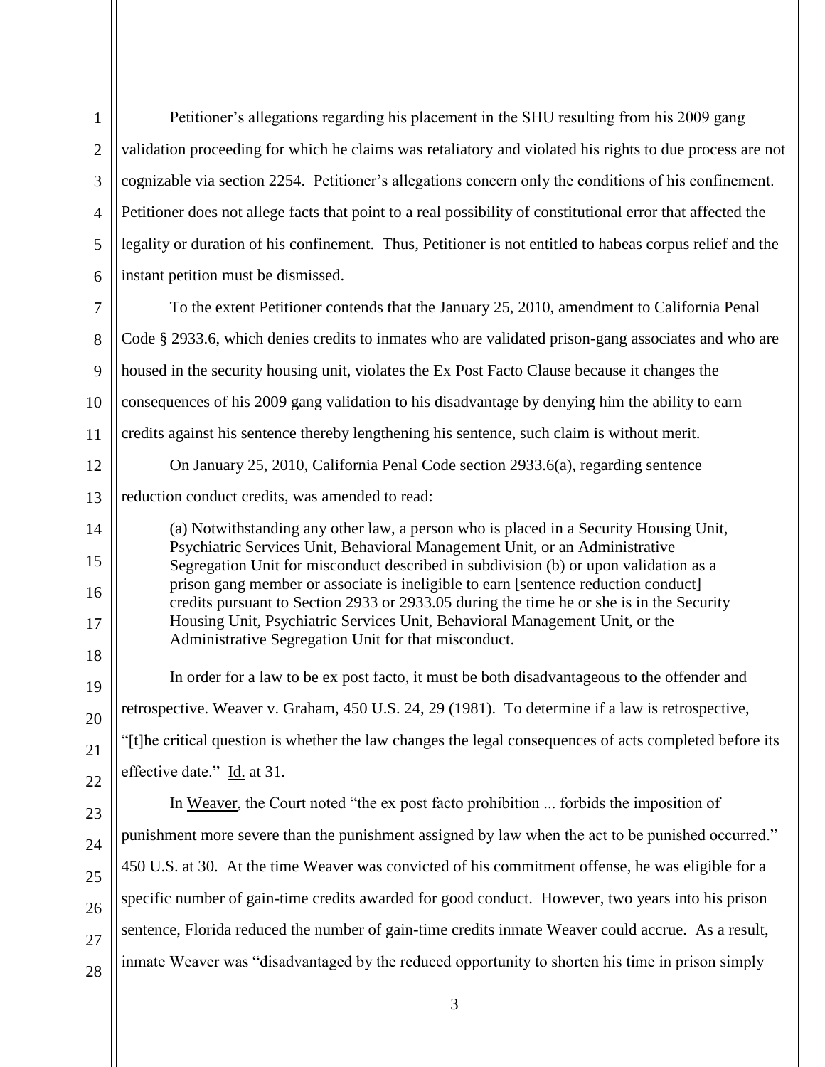Petitioner's allegations regarding his placement in the SHU resulting from his 2009 gang validation proceeding for which he claims was retaliatory and violated his rights to due process are not cognizable via section 2254. Petitioner's allegations concern only the conditions of his confinement. Petitioner does not allege facts that point to a real possibility of constitutional error that affected the legality or duration of his confinement. Thus, Petitioner is not entitled to habeas corpus relief and the instant petition must be dismissed.

To the extent Petitioner contends that the January 25, 2010, amendment to California Penal Code § 2933.6, which denies credits to inmates who are validated prison-gang associates and who are housed in the security housing unit, violates the Ex Post Facto Clause because it changes the consequences of his 2009 gang validation to his disadvantage by denying him the ability to earn credits against his sentence thereby lengthening his sentence, such claim is without merit.

On January 25, 2010, California Penal Code section 2933.6(a), regarding sentence reduction conduct credits, was amended to read:

> (a) Notwithstanding any other law, a person who is placed in a Security Housing Unit, Psychiatric Services Unit, Behavioral Management Unit, or an Administrative Segregation Unit for misconduct described in subdivision (b) or upon validation as a prison gang member or associate is ineligible to earn [sentence reduction conduct] credits pursuant to Section 2933 or 2933.05 during the time he or she is in the Security Housing Unit, Psychiatric Services Unit, Behavioral Management Unit, or the Administrative Segregation Unit for that misconduct.

In order for a law to be ex post facto, it must be both disadvantageous to the offender and retrospective. Weaver v. Graham, 450 U.S. 24, 29 (1981). To determine if a law is retrospective, "[t]he critical question is whether the law changes the legal consequences of acts completed before its effective date." Id. at 31.

In Weaver, the Court noted "the ex post facto prohibition ... forbids the imposition of punishment more severe than the punishment assigned by law when the act to be punished occurred." 450 U.S. at 30. At the time Weaver was convicted of his commitment offense, he was eligible for a specific number of gain-time credits awarded for good conduct. However, two years into his prison sentence, Florida reduced the number of gain-time credits inmate Weaver could accrue. As a result, inmate Weaver was "disadvantaged by the reduced opportunity to shorten his time in prison simply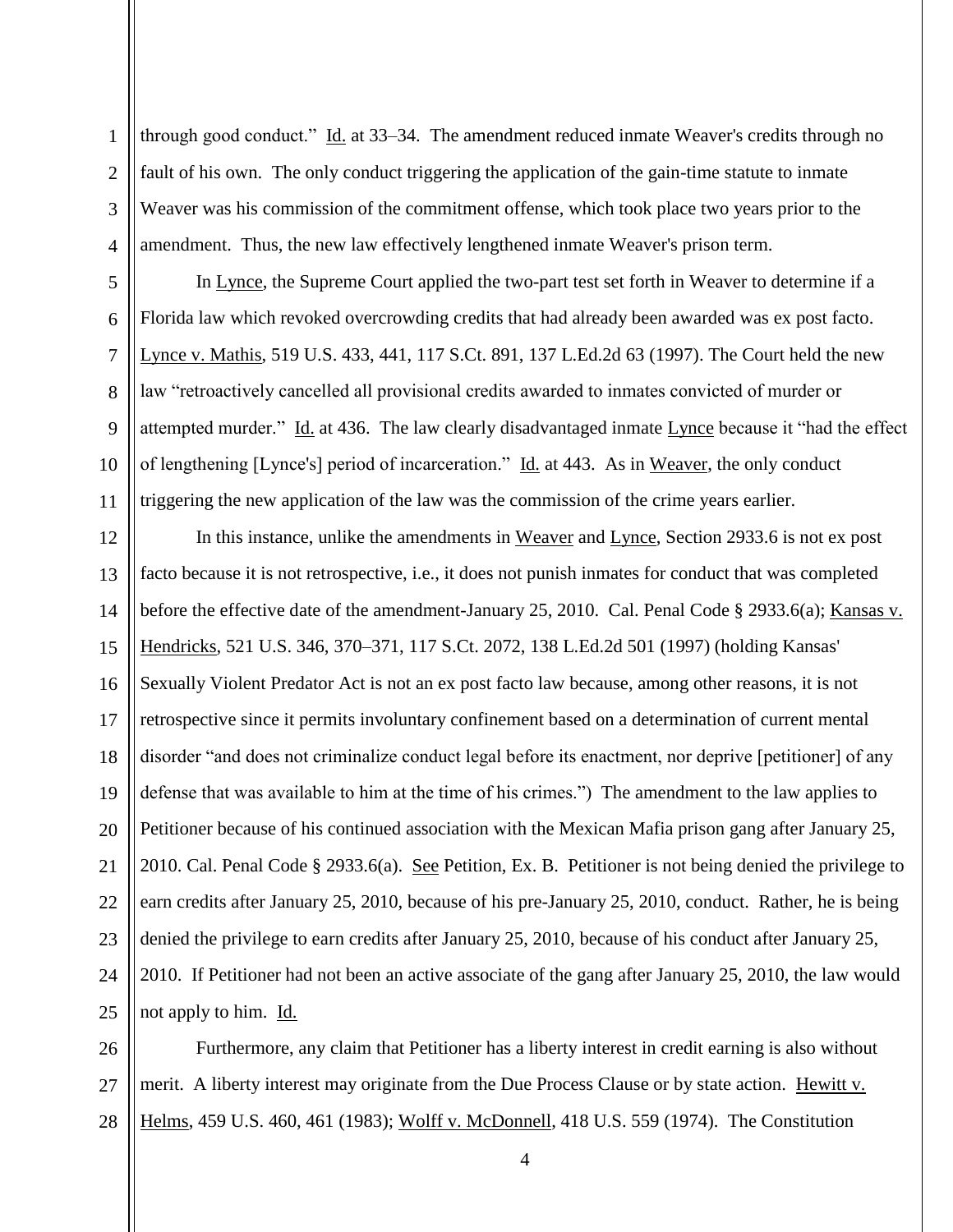through good conduct." Id. at 33–34. The amendment reduced inmate Weaver's credits through no fault of his own. The only conduct triggering the application of the gain-time statute to inmate Weaver was his commission of the commitment offense, which took place two years prior to the amendment. Thus, the new law effectively lengthened inmate Weaver's prison term.

In Lynce, the Supreme Court applied the two-part test set forth in Weaver to determine if a Florida law which revoked overcrowding credits that had already been awarded was ex post facto. Lynce v. Mathis, 519 U.S. 433, 441, 117 S.Ct. 891, 137 L.Ed.2d 63 (1997). The Court held the new law "retroactively cancelled all provisional credits awarded to inmates convicted of murder or attempted murder." Id. at 436. The law clearly disadvantaged inmate Lynce because it "had the effect of lengthening [Lynce's] period of incarceration." Id. at 443. As in Weaver, the only conduct triggering the new application of the law was the commission of the crime years earlier.

In this instance, unlike the amendments in Weaver and Lynce, Section 2933.6 is not ex post facto because it is not retrospective, i.e., it does not punish inmates for conduct that was completed before the effective date of the amendment-January 25, 2010. Cal. Penal Code § 2933.6(a); Kansas v. Hendricks, 521 U.S. 346, 370–371, 117 S.Ct. 2072, 138 L.Ed.2d 501 (1997) (holding Kansas' Sexually Violent Predator Act is not an ex post facto law because, among other reasons, it is not retrospective since it permits involuntary confinement based on a determination of current mental disorder "and does not criminalize conduct legal before its enactment, nor deprive [petitioner] of any defense that was available to him at the time of his crimes.") The amendment to the law applies to Petitioner because of his continued association with the Mexican Mafia prison gang after January 25, 2010. Cal. Penal Code § 2933.6(a). See Petition, Ex. B. Petitioner is not being denied the privilege to earn credits after January 25, 2010, because of his pre-January 25, 2010, conduct. Rather, he is being denied the privilege to earn credits after January 25, 2010, because of his conduct after January 25, 2010. If Petitioner had not been an active associate of the gang after January 25, 2010, the law would not apply to him. Id.

Furthermore, any claim that Petitioner has a liberty interest in credit earning is also without merit. A liberty interest may originate from the Due Process Clause or by state action. Hewitt v. Helms, 459 U.S. 460, 461 (1983); Wolff v. McDonnell, 418 U.S. 559 (1974). The Constitution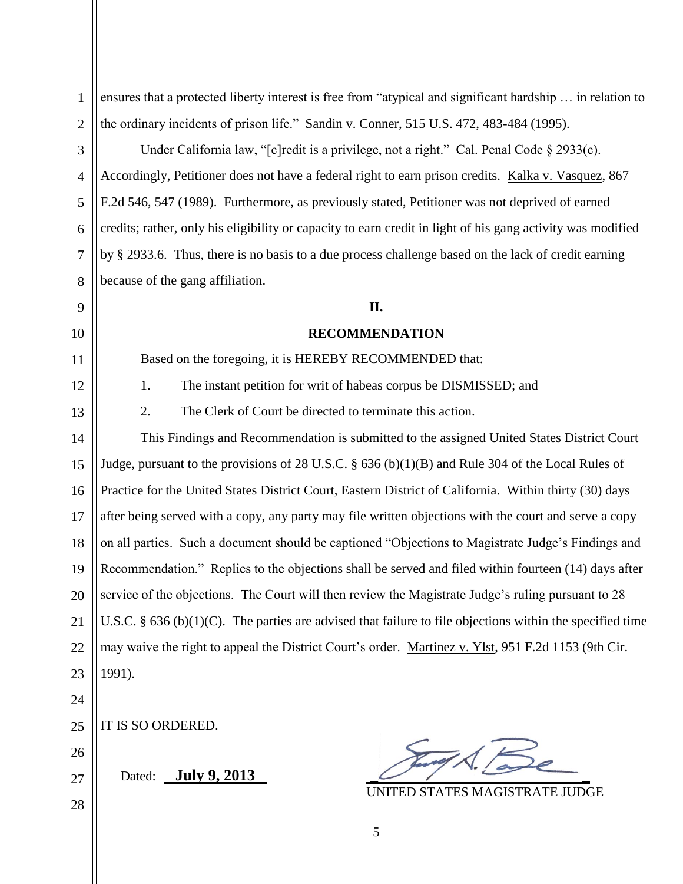ensures that a protected liberty interest is free from "atypical and significant hardship … in relation to the ordinary incidents of prison life." Sandin v. Conner, 515 U.S. 472, 483-484 (1995).

Under California law, "[c]redit is a privilege, not a right." Cal. Penal Code § 2933(c). Accordingly, Petitioner does not have a federal right to earn prison credits. Kalka v. Vasquez, 867 F.2d 546, 547 (1989). Furthermore, as previously stated, Petitioner was not deprived of earned credits; rather, only his eligibility or capacity to earn credit in light of his gang activity was modified by § 2933.6. Thus, there is no basis to a due process challenge based on the lack of credit earning because of the gang affiliation.

## II.

## RECOMMENDATION

Based on the foregoing, it is HEREBY RECOMMENDED that:

1. The instant petition for writ of habeas corpus be DISMISSED; and
2. The Clerk of Court be directed to terminate this action.

This Findings and Recommendation is submitted to the assigned United States District Court Judge, pursuant to the provisions of 28 U.S.C. § 636 (b)(1)(B) and Rule 304 of the Local Rules of Practice for the United States District Court, Eastern District of California. Within thirty (30) days after being served with a copy, any party may file written objections with the court and serve a copy on all parties. Such a document should be captioned "Objections to Magistrate Judge's Findings and Recommendation." Replies to the objections shall be served and filed within fourteen (14) days after service of the objections. The Court will then review the Magistrate Judge's ruling pursuant to 28 U.S.C. § 636 (b)(1)(C). The parties are advised that failure to file objections within the specified time may waive the right to appeal the District Court's order. Martinez v. Ylst, 951 F.2d 1153 (9th Cir. 1991).

IT IS SO ORDERED.

Dated: **July 9, 2013**

UNITED STATES MAGISTRATE JUDGE